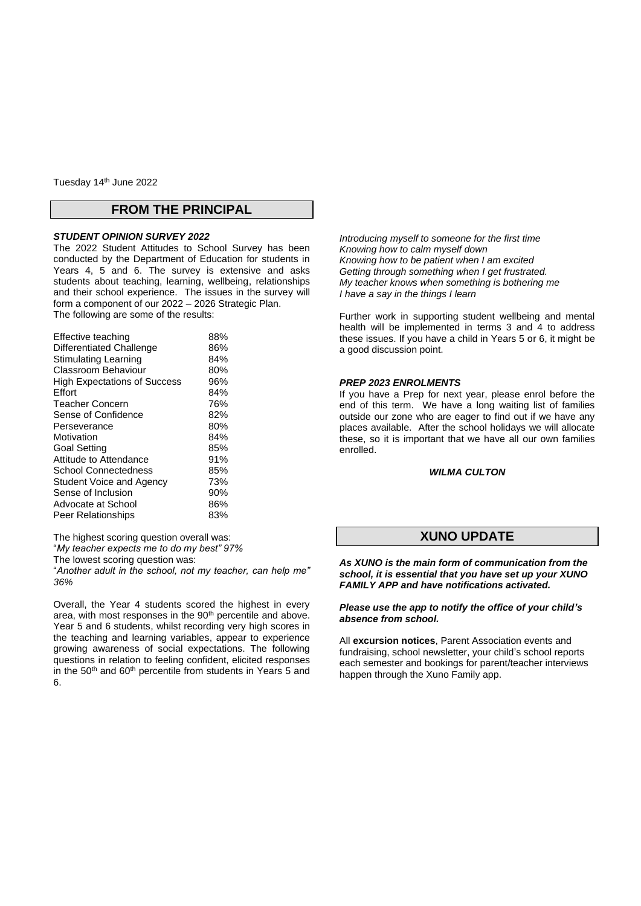Tuesday 14th June 2022

## FROM THE PRINCIPAL

***STUDENT OPINION SURVEY 2022***

The 2022 Student Attitudes to School Survey has been conducted by the Department of Education for students in Years 4, 5 and 6. The survey is extensive and asks students about teaching, learning, wellbeing, relationships and their school experience. The issues in the survey will form a component of our 2022 – 2026 Strategic Plan.
The following are some of the results:

| | |
|---|---|
| Effective teaching | 88% |
| Differentiated Challenge | 86% |
| Stimulating Learning | 84% |
| Classroom Behaviour | 80% |
| High Expectations of Success | 96% |
| Effort | 84% |
| Teacher Concern | 76% |
| Sense of Confidence | 82% |
| Perseverance | 80% |
| Motivation | 84% |
| Goal Setting | 85% |
| Attitude to Attendance | 91% |
| School Connectedness | 85% |
| Student Voice and Agency | 73% |
| Sense of Inclusion | 90% |
| Advocate at School | 86% |
| Peer Relationships | 83% |

The highest scoring question overall was:
"*My teacher expects me to do my best" 97%*
The lowest scoring question was:
"*Another adult in the school, not my teacher, can help me" 36%*

Overall, the Year 4 students scored the highest in every area, with most responses in the 90th percentile and above. Year 5 and 6 students, whilst recording very high scores in the teaching and learning variables, appear to experience growing awareness of social expectations. The following questions in relation to feeling confident, elicited responses in the 50th and 60th percentile from students in Years 5 and 6.

*Introducing myself to someone for the first time*
*Knowing how to calm myself down*
*Knowing how to be patient when I am excited*
*Getting through something when I get frustrated.*
*My teacher knows when something is bothering me*
*I have a say in the things I learn*

Further work in supporting student wellbeing and mental health will be implemented in terms 3 and 4 to address these issues. If you have a child in Years 5 or 6, it might be a good discussion point.

***PREP 2023 ENROLMENTS***

If you have a Prep for next year, please enrol before the end of this term. We have a long waiting list of families outside our zone who are eager to find out if we have any places available. After the school holidays we will allocate these, so it is important that we have all our own families enrolled.

***WILMA CULTON***

## XUNO UPDATE

***As XUNO is the main form of communication from the school, it is essential that you have set up your XUNO FAMILY APP and have notifications activated.***

***Please use the app to notify the office of your child's absence from school.***

All **excursion notices**, Parent Association events and fundraising, school newsletter, your child's school reports each semester and bookings for parent/teacher interviews happen through the Xuno Family app.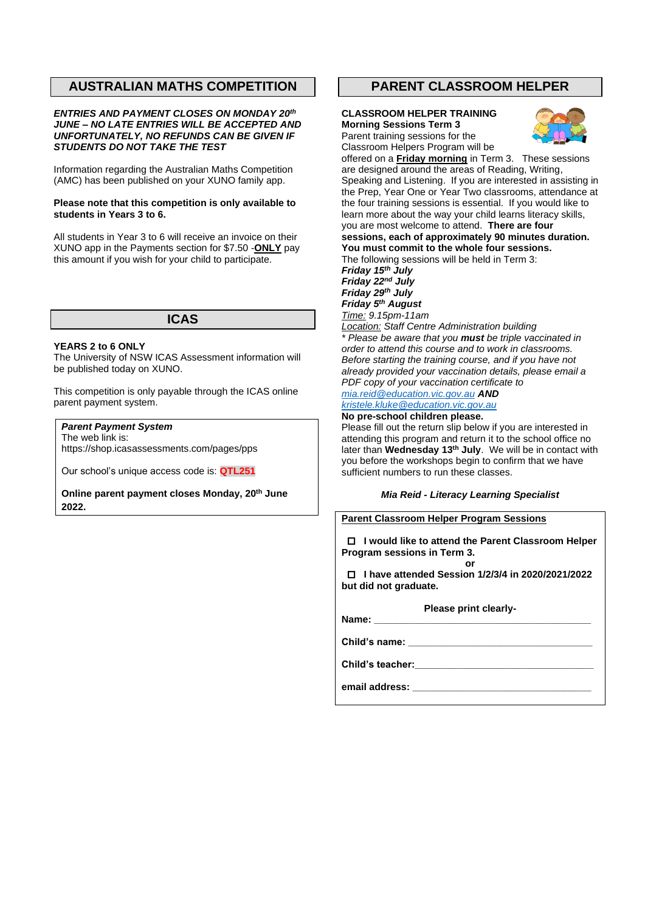## AUSTRALIAN MATHS COMPETITION

***ENTRIES AND PAYMENT CLOSES ON MONDAY 20th JUNE – NO LATE ENTRIES WILL BE ACCEPTED AND UNFORTUNATELY, NO REFUNDS CAN BE GIVEN IF STUDENTS DO NOT TAKE THE TEST***

Information regarding the Australian Maths Competition (AMC) has been published on your XUNO family app.

**Please note that this competition is only available to students in Years 3 to 6.**

All students in Year 3 to 6 will receive an invoice on their XUNO app in the Payments section for $7.50 -**ONLY** pay this amount if you wish for your child to participate.

## ICAS

**YEARS 2 to 6 ONLY**
The University of NSW ICAS Assessment information will be published today on XUNO.

This competition is only payable through the ICAS online parent payment system.

***Parent Payment System***
The web link is:
https://shop.icasassessments.com/pages/pps

Our school's unique access code is: **QTL251**

**Online parent payment closes Monday, 20th June 2022.**

## PARENT CLASSROOM HELPER

**CLASSROOM HELPER TRAINING**
**Morning Sessions Term 3**
Parent training sessions for the Classroom Helpers Program will be offered on a **Friday morning** in Term 3. These sessions are designed around the areas of Reading, Writing, Speaking and Listening. If you are interested in assisting in the Prep, Year One or Year Two classrooms, attendance at the four training sessions is essential. If you would like to learn more about the way your child learns literacy skills, you are most welcome to attend. **There are four sessions, each of approximately 90 minutes duration. You must commit to the whole four sessions.**
The following sessions will be held in Term 3:
***Friday 15th July***
***Friday 22nd July***
***Friday 29th July***
***Friday 5th August***
*Time: 9.15pm-11am*
*Location: Staff Centre Administration building*
*\* Please be aware that you **must** be triple vaccinated in order to attend this course and to work in classrooms. Before starting the training course, and if you have not already provided your vaccination details, please email a PDF copy of your vaccination certificate to mia.reid@education.vic.gov.au **AND** kristele.kluke@education.vic.gov.au*
**No pre-school children please.**
Please fill out the return slip below if you are interested in attending this program and return it to the school office no later than **Wednesday 13th July**. We will be in contact with you before the workshops begin to confirm that we have sufficient numbers to run these classes.

***Mia Reid - Literacy Learning Specialist***

**Parent Classroom Helper Program Sessions**

☐ **I would like to attend the Parent Classroom Helper Program sessions in Term 3.**
**or**
☐ **I have attended Session 1/2/3/4 in 2020/2021/2022 but did not graduate.**

**Please print clearly-**

**Name:** ________________________________________

**Child's name:** __________________________________

**Child's teacher:**________________________________

**email address:** _________________________________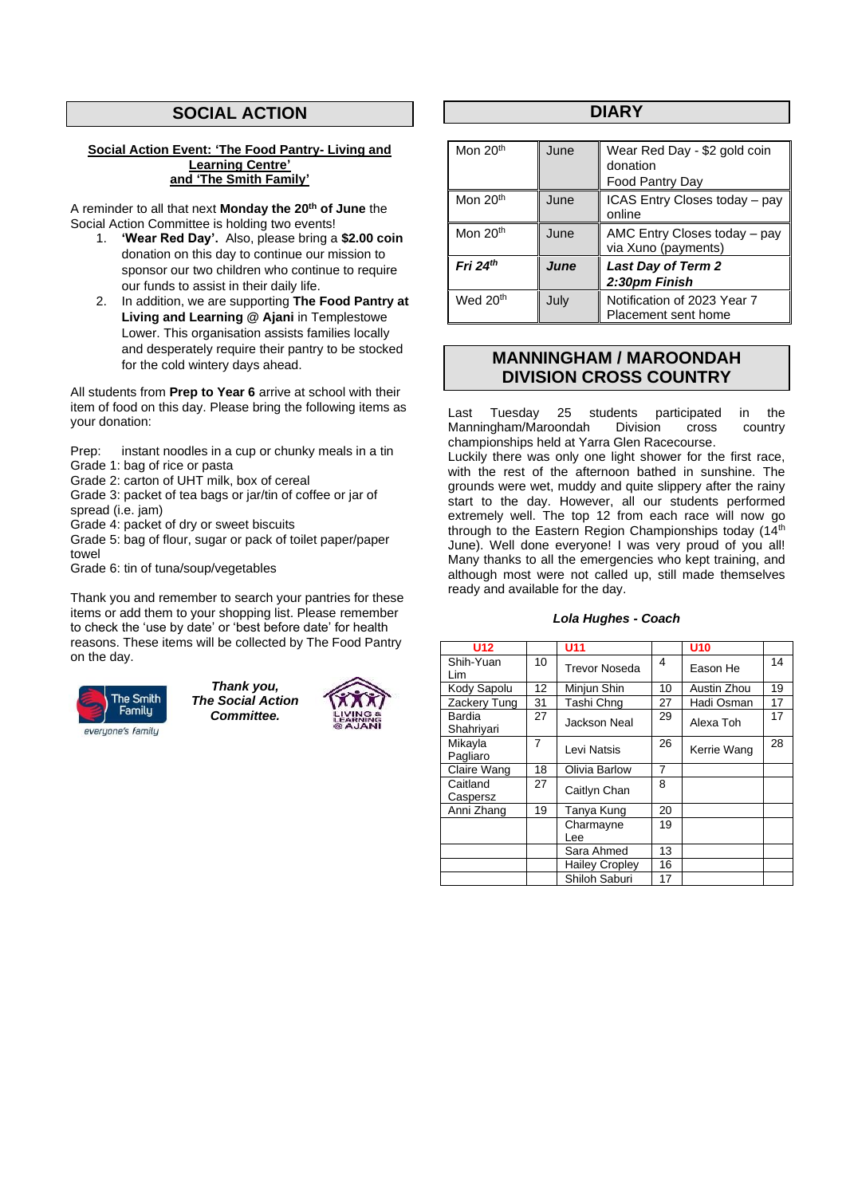## SOCIAL ACTION

**Social Action Event: 'The Food Pantry- Living and Learning Centre' and 'The Smith Family'**

A reminder to all that next **Monday the 20th of June** the Social Action Committee is holding two events!

1. **'Wear Red Day'.** Also, please bring a **$2.00 coin** donation on this day to continue our mission to sponsor our two children who continue to require our funds to assist in their daily life.
2. In addition, we are supporting **The Food Pantry at Living and Learning @ Ajani** in Templestowe Lower. This organisation assists families locally and desperately require their pantry to be stocked for the cold wintery days ahead.

All students from **Prep to Year 6** arrive at school with their item of food on this day. Please bring the following items as your donation:

Prep: instant noodles in a cup or chunky meals in a tin
Grade 1: bag of rice or pasta
Grade 2: carton of UHT milk, box of cereal
Grade 3: packet of tea bags or jar/tin of coffee or jar of spread (i.e. jam)
Grade 4: packet of dry or sweet biscuits
Grade 5: bag of flour, sugar or pack of toilet paper/paper towel
Grade 6: tin of tuna/soup/vegetables

Thank you and remember to search your pantries for these items or add them to your shopping list. Please remember to check the 'use by date' or 'best before date' for health reasons. These items will be collected by The Food Pantry on the day.

The Smith Family
everyone's family

***Thank you, The Social Action Committee.***

LIVING & LEARNING @ AJANI

## DIARY

| | | |
|---|---|---|
| Mon 20th | June | Wear Red Day - $2 gold coin donation<br>Food Pantry Day |
| Mon 20th | June | ICAS Entry Closes today – pay online |
| Mon 20th | June | AMC Entry Closes today – pay via Xuno (payments) |
| ***Fri 24th*** | ***June*** | ***Last Day of Term 2 2:30pm Finish*** |
| Wed 20th | July | Notification of 2023 Year 7 Placement sent home |

## MANNINGHAM / MAROONDAH DIVISION CROSS COUNTRY

Last Tuesday 25 students participated in the Manningham/Maroondah Division cross country championships held at Yarra Glen Racecourse.
Luckily there was only one light shower for the first race, with the rest of the afternoon bathed in sunshine. The grounds were wet, muddy and quite slippery after the rainy start to the day. However, all our students performed extremely well. The top 12 from each race will now go through to the Eastern Region Championships today (14th June). Well done everyone! I was very proud of you all! Many thanks to all the emergencies who kept training, and although most were not called up, still made themselves ready and available for the day.

***Lola Hughes - Coach***

| U12 | | U11 | | U10 | |
|---|---|---|---|---|---|
| Shih-Yuan Lim | 10 | Trevor Noseda | 4 | Eason He | 14 |
| Kody Sapolu | 12 | Minjun Shin | 10 | Austin Zhou | 19 |
| Zackery Tung | 31 | Tashi Chng | 27 | Hadi Osman | 17 |
| Bardia Shahriyari | 27 | Jackson Neal | 29 | Alexa Toh | 17 |
| Mikayla Pagliaro | 7 | Levi Natsis | 26 | Kerrie Wang | 28 |
| Claire Wang | 18 | Olivia Barlow | 7 | | |
| Caitland Caspersz | 27 | Caitlyn Chan | 8 | | |
| Anni Zhang | 19 | Tanya Kung | 20 | | |
| | | Charmayne Lee | 19 | | |
| | | Sara Ahmed | 13 | | |
| | | Hailey Cropley | 16 | | |
| | | Shiloh Saburi | 17 | | |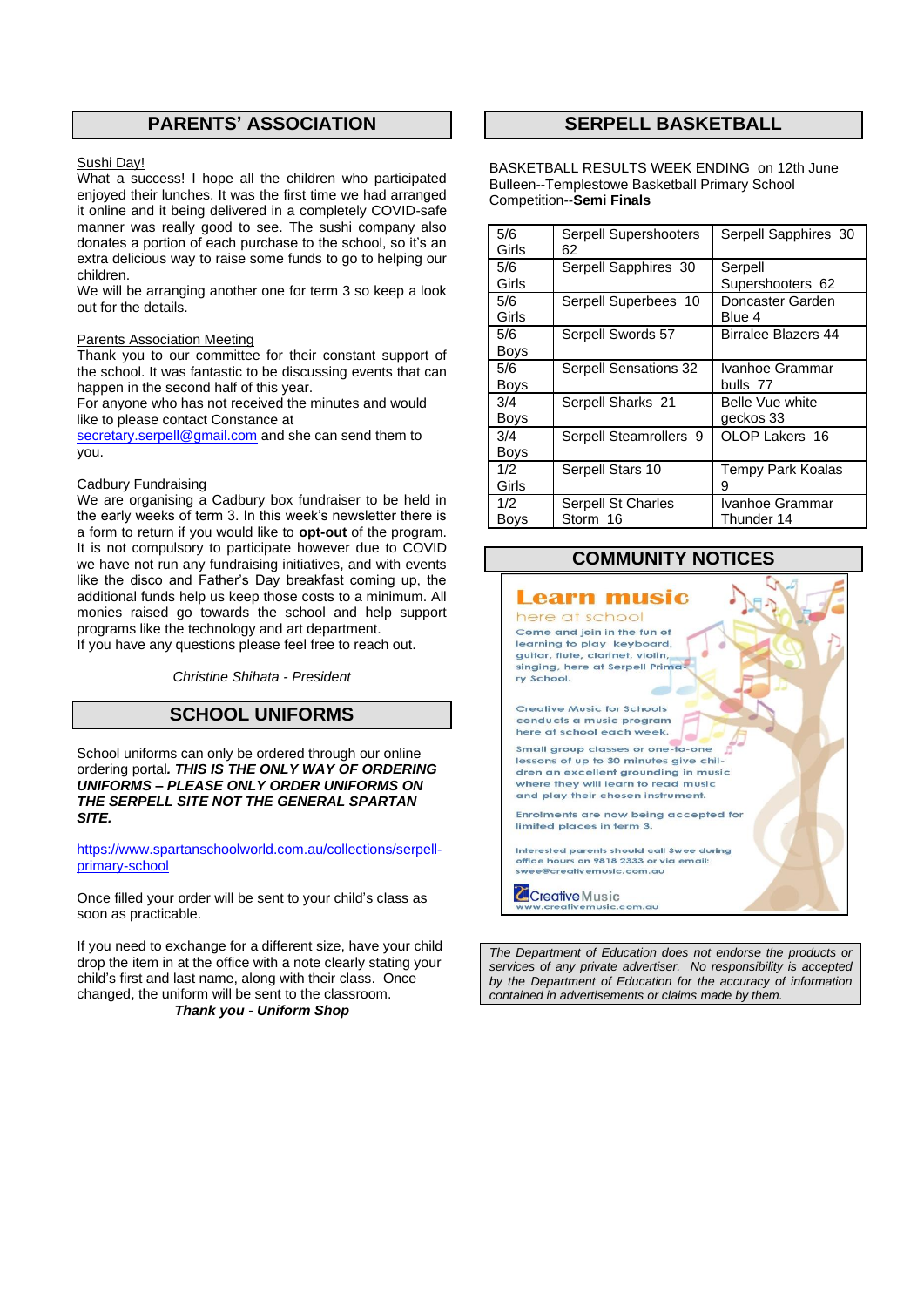## PARENTS' ASSOCIATION

Sushi Day!

What a success! I hope all the children who participated enjoyed their lunches. It was the first time we had arranged it online and it being delivered in a completely COVID-safe manner was really good to see. The sushi company also donates a portion of each purchase to the school, so it's an extra delicious way to raise some funds to go to helping our children.

We will be arranging another one for term 3 so keep a look out for the details.

Parents Association Meeting

Thank you to our committee for their constant support of the school. It was fantastic to be discussing events that can happen in the second half of this year.

For anyone who has not received the minutes and would like to please contact Constance at secretary.serpell@gmail.com and she can send them to you.

Cadbury Fundraising

We are organising a Cadbury box fundraiser to be held in the early weeks of term 3. In this week's newsletter there is a form to return if you would like to **opt-out** of the program. It is not compulsory to participate however due to COVID we have not run any fundraising initiatives, and with events like the disco and Father's Day breakfast coming up, the additional funds help us keep those costs to a minimum. All monies raised go towards the school and help support programs like the technology and art department.

If you have any questions please feel free to reach out.

*Christine Shihata - President*

## SCHOOL UNIFORMS

School uniforms can only be ordered through our online ordering portal***. THIS IS THE ONLY WAY OF ORDERING UNIFORMS – PLEASE ONLY ORDER UNIFORMS ON THE SERPELL SITE NOT THE GENERAL SPARTAN SITE.***

https://www.spartanschoolworld.com.au/collections/serpell-primary-school

Once filled your order will be sent to your child's class as soon as practicable.

If you need to exchange for a different size, have your child drop the item in at the office with a note clearly stating your child's first and last name, along with their class. Once changed, the uniform will be sent to the classroom.

***Thank you - Uniform Shop***

## SERPELL BASKETBALL

BASKETBALL RESULTS WEEK ENDING on 12th June
Bulleen--Templestowe Basketball Primary School Competition--**Semi Finals**

| | | |
|---|---|---|
| 5/6 Girls | Serpell Supershooters 62 | Serpell Sapphires 30 |
| 5/6 Girls | Serpell Sapphires 30 | Serpell Supershooters 62 |
| 5/6 Girls | Serpell Superbees 10 | Doncaster Garden Blue 4 |
| 5/6 Boys | Serpell Swords 57 | Birralee Blazers 44 |
| 5/6 Boys | Serpell Sensations 32 | Ivanhoe Grammar bulls 77 |
| 3/4 Boys | Serpell Sharks 21 | Belle Vue white geckos 33 |
| 3/4 Boys | Serpell Steamrollers 9 | OLOP Lakers 16 |
| 1/2 Girls | Serpell Stars 10 | Tempy Park Koalas 9 |
| 1/2 Boys | Serpell St Charles Storm 16 | Ivanhoe Grammar Thunder 14 |

## COMMUNITY NOTICES

**Learn music**

here at school

Come and join in the fun of learning to play keyboard, guitar, flute, clarinet, violin, singing, here at Serpell Primary School.

Creative Music for Schools conducts a music program here at school each week.

Small group classes or one-to-one lessons of up to 30 minutes give children an excellent grounding in music where they will learn to read music and play their chosen instrument.

Enrolments are now being accepted for limited places in term 3.

Interested parents should call Swee during office hours on 9818 2333 or via email: swee@creativemusic.com.au

Creative Music
www.creativemusic.com.au

*The Department of Education does not endorse the products or services of any private advertiser. No responsibility is accepted by the Department of Education for the accuracy of information contained in advertisements or claims made by them.*